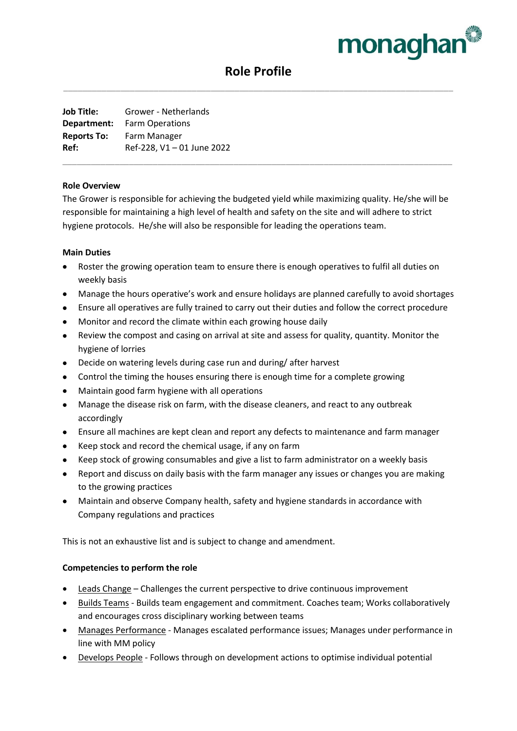monaghan

# Role Profile

**Job Title:** Grower - Netherlands
**Department:** Farm Operations
**Reports To:** Farm Manager
**Ref:** Ref-228, V1 – 01 June 2022

**Role Overview**

The Grower is responsible for achieving the budgeted yield while maximizing quality. He/she will be responsible for maintaining a high level of health and safety on the site and will adhere to strict hygiene protocols. He/she will also be responsible for leading the operations team.

**Main Duties**

- Roster the growing operation team to ensure there is enough operatives to fulfil all duties on weekly basis
- Manage the hours operative's work and ensure holidays are planned carefully to avoid shortages
- Ensure all operatives are fully trained to carry out their duties and follow the correct procedure
- Monitor and record the climate within each growing house daily
- Review the compost and casing on arrival at site and assess for quality, quantity. Monitor the hygiene of lorries
- Decide on watering levels during case run and during/ after harvest
- Control the timing the houses ensuring there is enough time for a complete growing
- Maintain good farm hygiene with all operations
- Manage the disease risk on farm, with the disease cleaners, and react to any outbreak accordingly
- Ensure all machines are kept clean and report any defects to maintenance and farm manager
- Keep stock and record the chemical usage, if any on farm
- Keep stock of growing consumables and give a list to farm administrator on a weekly basis
- Report and discuss on daily basis with the farm manager any issues or changes you are making to the growing practices
- Maintain and observe Company health, safety and hygiene standards in accordance with Company regulations and practices

This is not an exhaustive list and is subject to change and amendment.

**Competencies to perform the role**

- Leads Change – Challenges the current perspective to drive continuous improvement
- Builds Teams - Builds team engagement and commitment. Coaches team; Works collaboratively and encourages cross disciplinary working between teams
- Manages Performance - Manages escalated performance issues; Manages under performance in line with MM policy
- Develops People - Follows through on development actions to optimise individual potential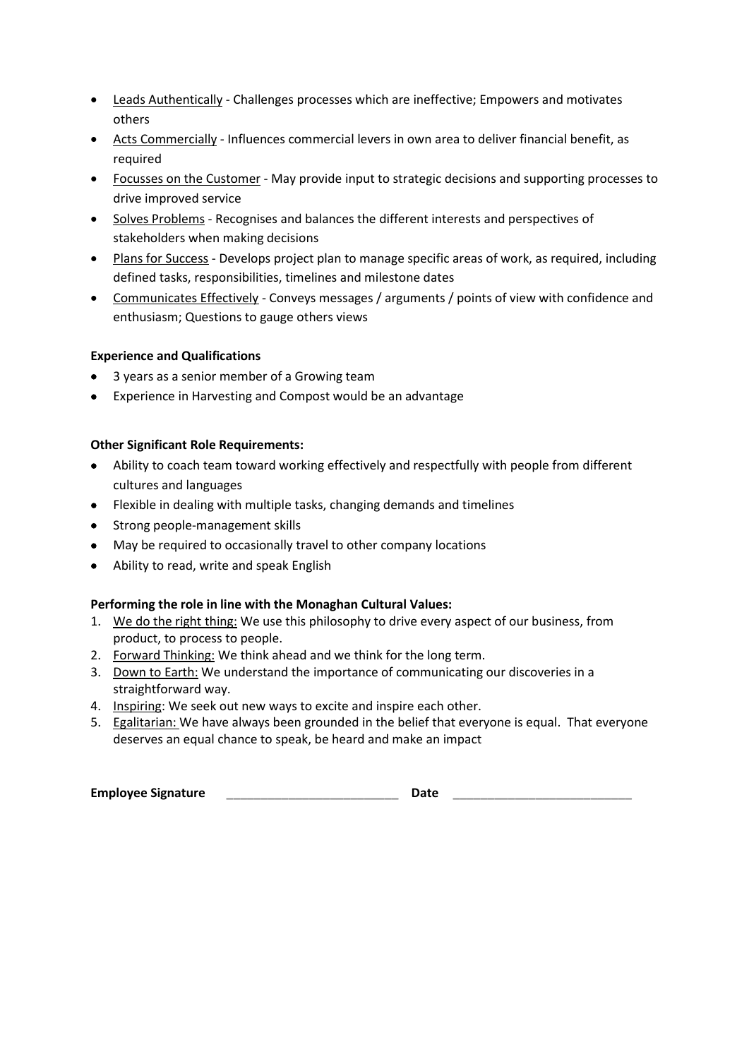- Leads Authentically - Challenges processes which are ineffective; Empowers and motivates others
- Acts Commercially - Influences commercial levers in own area to deliver financial benefit, as required
- Focusses on the Customer - May provide input to strategic decisions and supporting processes to drive improved service
- Solves Problems - Recognises and balances the different interests and perspectives of stakeholders when making decisions
- Plans for Success - Develops project plan to manage specific areas of work, as required, including defined tasks, responsibilities, timelines and milestone dates
- Communicates Effectively - Conveys messages / arguments / points of view with confidence and enthusiasm; Questions to gauge others views

**Experience and Qualifications**

- 3 years as a senior member of a Growing team
- Experience in Harvesting and Compost would be an advantage

**Other Significant Role Requirements:**

- Ability to coach team toward working effectively and respectfully with people from different cultures and languages
- Flexible in dealing with multiple tasks, changing demands and timelines
- Strong people-management skills
- May be required to occasionally travel to other company locations
- Ability to read, write and speak English

**Performing the role in line with the Monaghan Cultural Values:**

1. We do the right thing: We use this philosophy to drive every aspect of our business, from product, to process to people.
2. Forward Thinking: We think ahead and we think for the long term.
3. Down to Earth: We understand the importance of communicating our discoveries in a straightforward way.
4. Inspiring: We seek out new ways to excite and inspire each other.
5. Egalitarian: We have always been grounded in the belief that everyone is equal. That everyone deserves an equal chance to speak, be heard and make an impact

**Employee Signature** __________________________ **Date** ___________________________